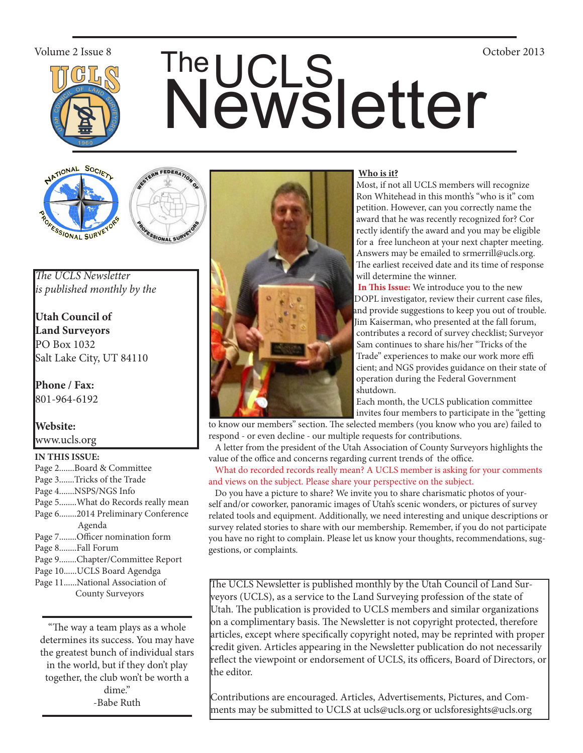Volume 2 Issue 8 October 2013

# The UCLS Newsletter

*The UCLS Newsletter is published monthly by the*

**Utah Council of Land Surveyors**
PO Box 1032
Salt Lake City, UT 84110

**Phone / Fax:**
801-964-6192

**Website:**
www.ucls.org

**IN THIS ISSUE:**

- Page 2.......Board & Committee
- Page 3.......Tricks of the Trade
- Page 4.......NSPS/NGS Info
- Page 5........What do Records really mean
- Page 6........2014 Preliminary Conference Agenda
- Page 7........Officer nomination form
- Page 8........Fall Forum
- Page 9........Chapter/Committee Report
- Page 10......UCLS Board Agendga
- Page 11......National Association of County Surveyors

"The way a team plays as a whole determines its success. You may have the greatest bunch of individual stars in the world, but if they don't play together, the club won't be worth a dime."
-Babe Ruth

## Who is it?

Most, if not all UCLS members will recognize Ron Whitehead in this month's "who is it" competition. However, can you correctly name the award that he was recently recognized for? Correctly identify the award and you may be eligible for a free luncheon at your next chapter meeting. Answers may be emailed to srmerrill@ucls.org. The earliest received date and its time of response will determine the winner.

**In This Issue:** We introduce you to the new DOPL investigator, review their current case files, and provide suggestions to keep you out of trouble. Jim Kaiserman, who presented at the fall forum, contributes a record of survey checklist; Surveyor Sam continues to share his/her "Tricks of the Trade" experiences to make our work more efficient; and NGS provides guidance on their state of operation during the Federal Government shutdown.

Each month, the UCLS publication committee invites four members to participate in the "getting to know our members" section. The selected members (you know who you are) failed to respond - or even decline - our multiple requests for contributions.

A letter from the president of the Utah Association of County Surveyors highlights the value of the office and concerns regarding current trends of the office.

What do recorded records really mean? A UCLS member is asking for your comments and views on the subject. Please share your perspective on the subject.

Do you have a picture to share? We invite you to share charismatic photos of yourself and/or coworker, panoramic images of Utah's scenic wonders, or pictures of survey related tools and equipment. Additionally, we need interesting and unique descriptions or survey related stories to share with our membership. Remember, if you do not participate you have no right to complain. Please let us know your thoughts, recommendations, suggestions, or complaints.

The UCLS Newsletter is published monthly by the Utah Council of Land Surveyors (UCLS), as a service to the Land Surveying profession of the state of Utah. The publication is provided to UCLS members and similar organizations on a complimentary basis. The Newsletter is not copyright protected, therefore articles, except where specifically copyright noted, may be reprinted with proper credit given. Articles appearing in the Newsletter publication do not necessarily reflect the viewpoint or endorsement of UCLS, its officers, Board of Directors, or the editor.

Contributions are encouraged. Articles, Advertisements, Pictures, and Comments may be submitted to UCLS at ucls@ucls.org or uclsforesights@ucls.org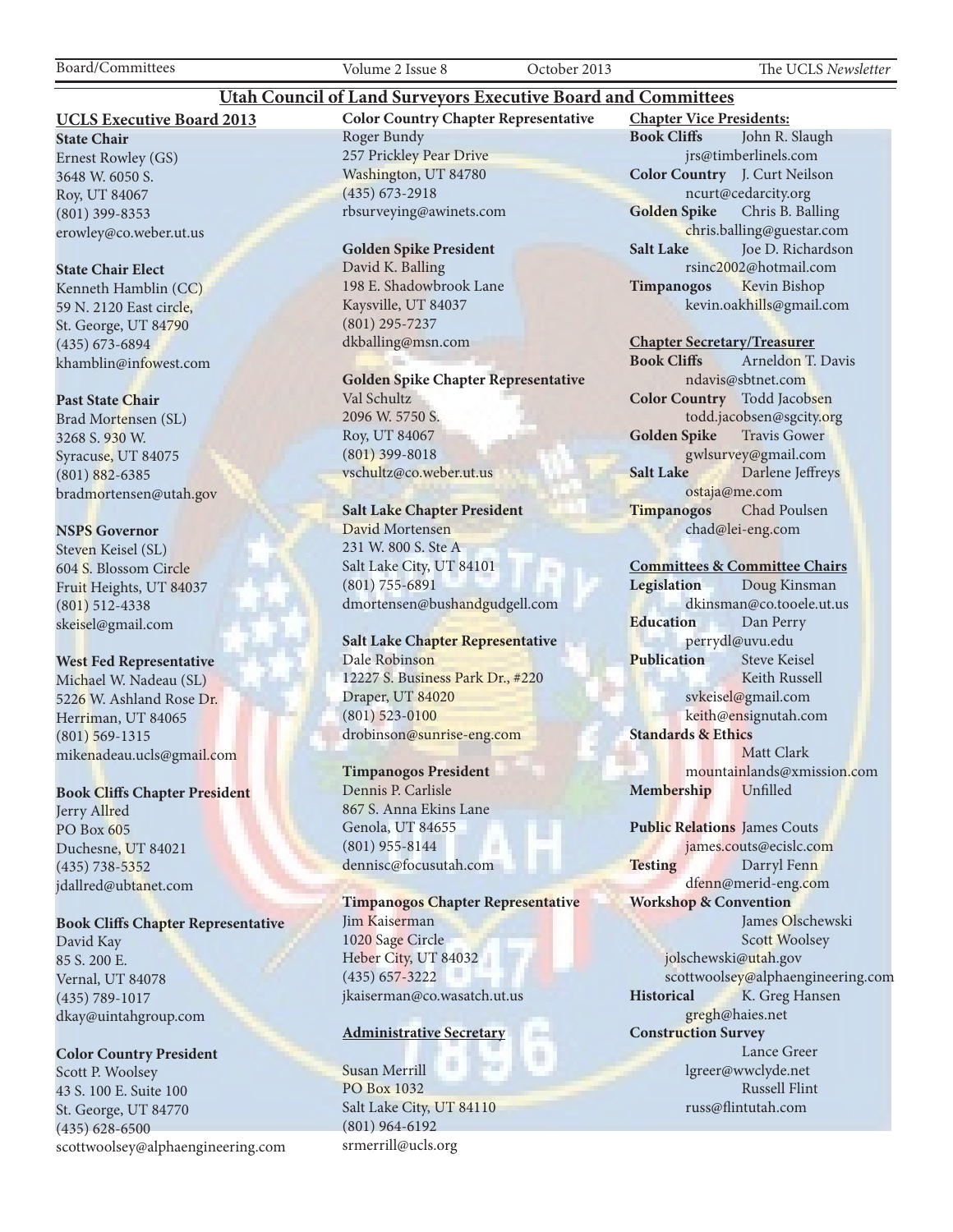# Utah Council of Land Surveyors Executive Board and Committees

## UCLS Executive Board 2013

**State Chair**
Ernest Rowley (GS)
3648 W. 6050 S.
Roy, UT 84067
(801) 399-8353
erowley@co.weber.ut.us

**State Chair Elect**
Kenneth Hamblin (CC)
59 N. 2120 East circle,
St. George, UT 84790
(435) 673-6894
khamblin@infowest.com

**Past State Chair**
Brad Mortensen (SL)
3268 S. 930 W.
Syracuse, UT 84075
(801) 882-6385
bradmortensen@utah.gov

**NSPS Governor**
Steven Keisel (SL)
604 S. Blossom Circle
Fruit Heights, UT 84037
(801) 512-4338
skeisel@gmail.com

**West Fed Representative**
Michael W. Nadeau (SL)
5226 W. Ashland Rose Dr.
Herriman, UT 84065
(801) 569-1315
mikenadeau.ucls@gmail.com

**Book Cliffs Chapter President**
Jerry Allred
PO Box 605
Duchesne, UT 84021
(435) 738-5352
jdallred@ubtanet.com

**Book Cliffs Chapter Representative**
David Kay
85 S. 200 E.
Vernal, UT 84078
(435) 789-1017
dkay@uintahgroup.com

**Color Country President**
Scott P. Woolsey
43 S. 100 E. Suite 100
St. George, UT 84770
(435) 628-6500
scottwoolsey@alphaengineering.com

**Color Country Chapter Representative**
Roger Bundy
257 Prickley Pear Drive
Washington, UT 84780
(435) 673-2918
rbsurveying@awinets.com

**Golden Spike President**
David K. Balling
198 E. Shadowbrook Lane
Kaysville, UT 84037
(801) 295-7237
dkballing@msn.com

**Golden Spike Chapter Representative**
Val Schultz
2096 W. 5750 S.
Roy, UT 84067
(801) 399-8018
vschultz@co.weber.ut.us

**Salt Lake Chapter President**
David Mortensen
231 W. 800 S. Ste A
Salt Lake City, UT 84101
(801) 755-6891
dmortensen@bushandgudgell.com

**Salt Lake Chapter Representative**
Dale Robinson
12227 S. Business Park Dr., #220
Draper, UT 84020
(801) 523-0100
drobinson@sunrise-eng.com

**Timpanogos President**
Dennis P. Carlisle
867 S. Anna Ekins Lane
Genola, UT 84655
(801) 955-8144
dennisc@focusutah.com

**Timpanogos Chapter Representative**
Jim Kaiserman
1020 Sage Circle
Heber City, UT 84032
(435) 657-3222
jkaiserman@co.wasatch.ut.us

**Administrative Secretary**

Susan Merrill
PO Box 1032
Salt Lake City, UT 84110
(801) 964-6192
srmerrill@ucls.org

**Chapter Vice Presidents:**

**Book Cliffs** John R. Slaugh
jrs@timberlinels.com
**Color Country** J. Curt Neilson
ncurt@cedarcity.org
**Golden Spike** Chris B. Balling
chris.balling@guestar.com
**Salt Lake** Joe D. Richardson
rsinc2002@hotmail.com
**Timpanogos** Kevin Bishop
kevin.oakhills@gmail.com

**Chapter Secretary/Treasurer**

**Book Cliffs** Arneldon T. Davis
ndavis@sbtnet.com
**Color Country** Todd Jacobsen
todd.jacobsen@sgcity.org
**Golden Spike** Travis Gower
gwlsurvey@gmail.com
**Salt Lake** Darlene Jeffreys
ostaja@me.com
**Timpanogos** Chad Poulsen
chad@lei-eng.com

**Committees & Committee Chairs**

**Legislation** Doug Kinsman
dkinsman@co.tooele.ut.us
**Education** Dan Perry
perrydl@uvu.edu
**Publication** Steve Keisel
Keith Russell
svkeisel@gmail.com
keith@ensignutah.com
**Standards & Ethics**
Matt Clark
mountainlands@xmission.com
**Membership** Unfilled

**Public Relations** James Couts
james.couts@ecislc.com
**Testing** Darryl Fenn
dfenn@merid-eng.com
**Workshop & Convention**
James Olschewski
Scott Woolsey
jolschewski@utah.gov
scottwoolsey@alphaengineering.com
**Historical** K. Greg Hansen
gregh@haies.net
**Construction Survey**
Lance Greer
lgreer@wwclyde.net
Russell Flint
russ@flintutah.com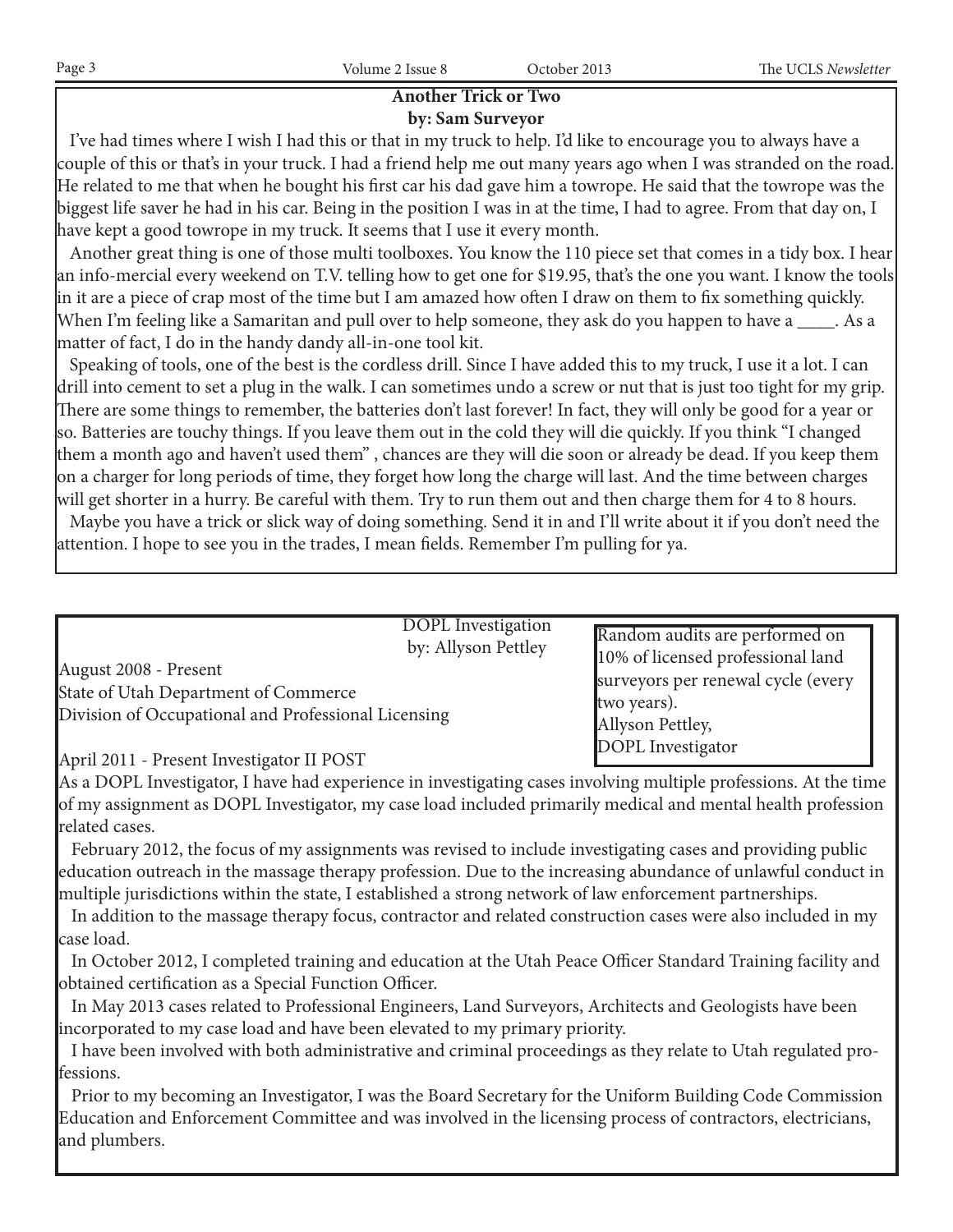## Another Trick or Two

**by: Sam Surveyor**

I've had times where I wish I had this or that in my truck to help. I'd like to encourage you to always have a couple of this or that's in your truck. I had a friend help me out many years ago when I was stranded on the road. He related to me that when he bought his first car his dad gave him a towrope. He said that the towrope was the biggest life saver he had in his car. Being in the position I was in at the time, I had to agree. From that day on, I have kept a good towrope in my truck. It seems that I use it every month.

Another great thing is one of those multi toolboxes. You know the 110 piece set that comes in a tidy box. I hear an info-mercial every weekend on T.V. telling how to get one for $19.95, that's the one you want. I know the tools in it are a piece of crap most of the time but I am amazed how often I draw on them to fix something quickly. When I'm feeling like a Samaritan and pull over to help someone, they ask do you happen to have a ____. As a matter of fact, I do in the handy dandy all-in-one tool kit.

Speaking of tools, one of the best is the cordless drill. Since I have added this to my truck, I use it a lot. I can drill into cement to set a plug in the walk. I can sometimes undo a screw or nut that is just too tight for my grip. There are some things to remember, the batteries don't last forever! In fact, they will only be good for a year or so. Batteries are touchy things. If you leave them out in the cold they will die quickly. If you think "I changed them a month ago and haven't used them" , chances are they will die soon or already be dead. If you keep them on a charger for long periods of time, they forget how long the charge will last. And the time between charges will get shorter in a hurry. Be careful with them. Try to run them out and then charge them for 4 to 8 hours.

Maybe you have a trick or slick way of doing something. Send it in and I'll write about it if you don't need the attention. I hope to see you in the trades, I mean fields. Remember I'm pulling for ya.

## DOPL Investigation

by: Allyson Pettley

> Random audits are performed on 10% of licensed professional land surveyors per renewal cycle (every two years).
> Allyson Pettley,
> DOPL Investigator

August 2008 - Present
State of Utah Department of Commerce
Division of Occupational and Professional Licensing

April 2011 - Present Investigator II POST

As a DOPL Investigator, I have had experience in investigating cases involving multiple professions. At the time of my assignment as DOPL Investigator, my case load included primarily medical and mental health profession related cases.

February 2012, the focus of my assignments was revised to include investigating cases and providing public education outreach in the massage therapy profession. Due to the increasing abundance of unlawful conduct in multiple jurisdictions within the state, I established a strong network of law enforcement partnerships.

In addition to the massage therapy focus, contractor and related construction cases were also included in my case load.

In October 2012, I completed training and education at the Utah Peace Officer Standard Training facility and obtained certification as a Special Function Officer.

In May 2013 cases related to Professional Engineers, Land Surveyors, Architects and Geologists have been incorporated to my case load and have been elevated to my primary priority.

I have been involved with both administrative and criminal proceedings as they relate to Utah regulated professions.

Prior to my becoming an Investigator, I was the Board Secretary for the Uniform Building Code Commission Education and Enforcement Committee and was involved in the licensing process of contractors, electricians, and plumbers.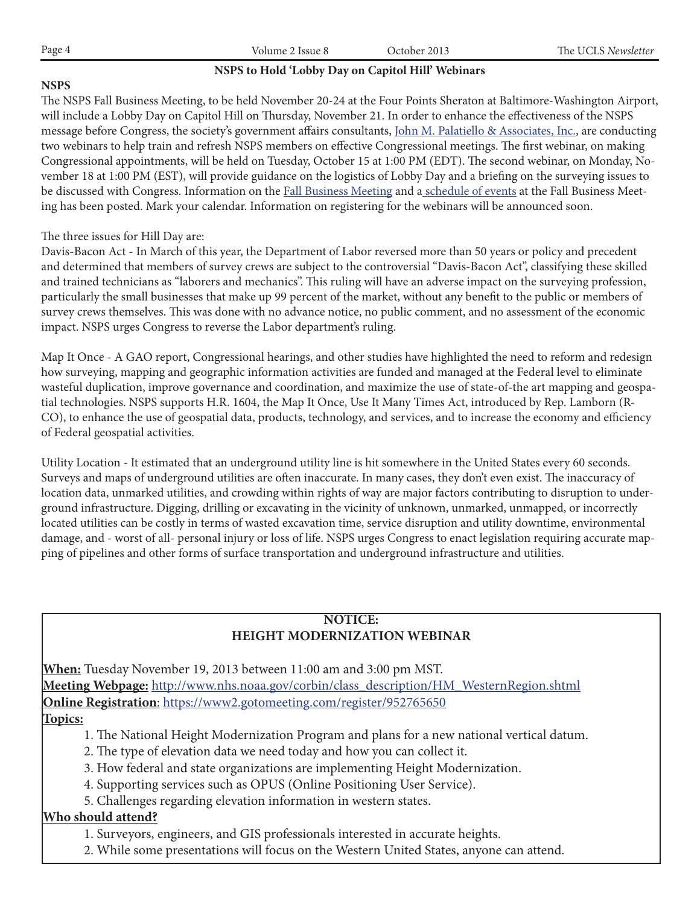## NSPS to Hold 'Lobby Day on Capitol Hill' Webinars

**NSPS**

The NSPS Fall Business Meeting, to be held November 20-24 at the Four Points Sheraton at Baltimore-Washington Airport, will include a Lobby Day on Capitol Hill on Thursday, November 21. In order to enhance the effectiveness of the NSPS message before Congress, the society's government affairs consultants, John M. Palatiello & Associates, Inc., are conducting two webinars to help train and refresh NSPS members on effective Congressional meetings. The first webinar, on making Congressional appointments, will be held on Tuesday, October 15 at 1:00 PM (EDT). The second webinar, on Monday, November 18 at 1:00 PM (EST), will provide guidance on the logistics of Lobby Day and a briefing on the surveying issues to be discussed with Congress. Information on the Fall Business Meeting and a schedule of events at the Fall Business Meeting has been posted. Mark your calendar. Information on registering for the webinars will be announced soon.

The three issues for Hill Day are:

Davis-Bacon Act - In March of this year, the Department of Labor reversed more than 50 years or policy and precedent and determined that members of survey crews are subject to the controversial "Davis-Bacon Act", classifying these skilled and trained technicians as "laborers and mechanics". This ruling will have an adverse impact on the surveying profession, particularly the small businesses that make up 99 percent of the market, without any benefit to the public or members of survey crews themselves. This was done with no advance notice, no public comment, and no assessment of the economic impact. NSPS urges Congress to reverse the Labor department's ruling.

Map It Once - A GAO report, Congressional hearings, and other studies have highlighted the need to reform and redesign how surveying, mapping and geographic information activities are funded and managed at the Federal level to eliminate wasteful duplication, improve governance and coordination, and maximize the use of state-of-the art mapping and geospatial technologies. NSPS supports H.R. 1604, the Map It Once, Use It Many Times Act, introduced by Rep. Lamborn (R-CO), to enhance the use of geospatial data, products, technology, and services, and to increase the economy and efficiency of Federal geospatial activities.

Utility Location - It estimated that an underground utility line is hit somewhere in the United States every 60 seconds. Surveys and maps of underground utilities are often inaccurate. In many cases, they don't even exist. The inaccuracy of location data, unmarked utilities, and crowding within rights of way are major factors contributing to disruption to underground infrastructure. Digging, drilling or excavating in the vicinity of unknown, unmarked, unmapped, or incorrectly located utilities can be costly in terms of wasted excavation time, service disruption and utility downtime, environmental damage, and - worst of all- personal injury or loss of life. NSPS urges Congress to enact legislation requiring accurate mapping of pipelines and other forms of surface transportation and underground infrastructure and utilities.

### NOTICE:
### HEIGHT MODERNIZATION WEBINAR

**When:** Tuesday November 19, 2013 between 11:00 am and 3:00 pm MST.
**Meeting Webpage:** http://www.nhs.noaa.gov/corbin/class_description/HM_WesternRegion.shtml
**Online Registration**: https://www2.gotomeeting.com/register/952765650
**Topics:**

1. The National Height Modernization Program and plans for a new national vertical datum.
2. The type of elevation data we need today and how you can collect it.
3. How federal and state organizations are implementing Height Modernization.
4. Supporting services such as OPUS (Online Positioning User Service).
5. Challenges regarding elevation information in western states.

**Who should attend?**

1. Surveyors, engineers, and GIS professionals interested in accurate heights.
2. While some presentations will focus on the Western United States, anyone can attend.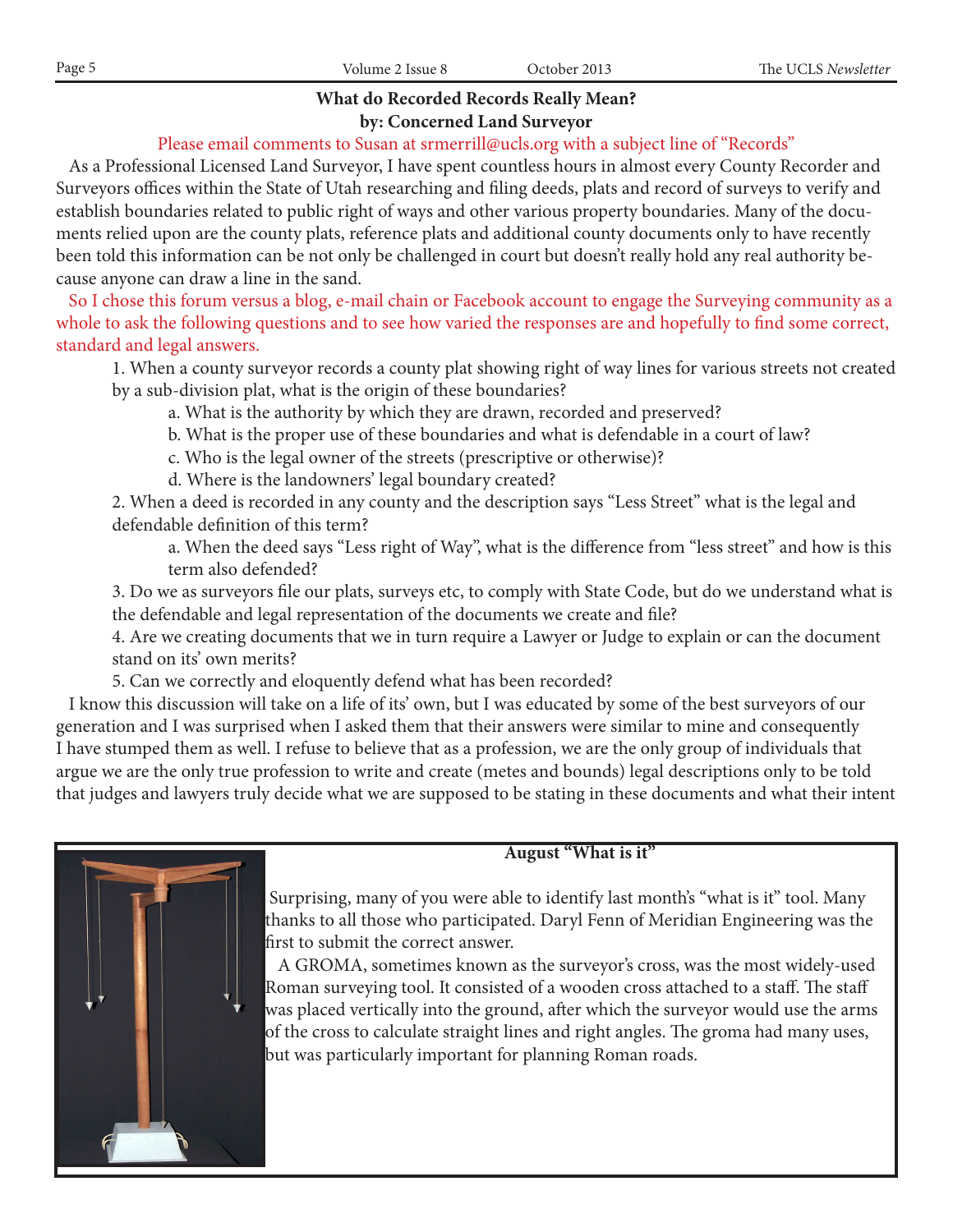## What do Recorded Records Really Mean?
**by: Concerned Land Surveyor**

Please email comments to Susan at srmerrill@ucls.org with a subject line of "Records"

As a Professional Licensed Land Surveyor, I have spent countless hours in almost every County Recorder and Surveyors offices within the State of Utah researching and filing deeds, plats and record of surveys to verify and establish boundaries related to public right of ways and other various property boundaries. Many of the documents relied upon are the county plats, reference plats and additional county documents only to have recently been told this information can be not only be challenged in court but doesn't really hold any real authority because anyone can draw a line in the sand.

So I chose this forum versus a blog, e-mail chain or Facebook account to engage the Surveying community as a whole to ask the following questions and to see how varied the responses are and hopefully to find some correct, standard and legal answers.

1. When a county surveyor records a county plat showing right of way lines for various streets not created by a sub-division plat, what is the origin of these boundaries?
   a. What is the authority by which they are drawn, recorded and preserved?
   b. What is the proper use of these boundaries and what is defendable in a court of law?
   c. Who is the legal owner of the streets (prescriptive or otherwise)?
   d. Where is the landowners' legal boundary created?
2. When a deed is recorded in any county and the description says "Less Street" what is the legal and defendable definition of this term?
   a. When the deed says "Less right of Way", what is the difference from "less street" and how is this term also defended?
3. Do we as surveyors file our plats, surveys etc, to comply with State Code, but do we understand what is the defendable and legal representation of the documents we create and file?
4. Are we creating documents that we in turn require a Lawyer or Judge to explain or can the document stand on its' own merits?
5. Can we correctly and eloquently defend what has been recorded?

I know this discussion will take on a life of its' own, but I was educated by some of the best surveyors of our generation and I was surprised when I asked them that their answers were similar to mine and consequently I have stumped them as well. I refuse to believe that as a profession, we are the only group of individuals that argue we are the only true profession to write and create (metes and bounds) legal descriptions only to be told that judges and lawyers truly decide what we are supposed to be stating in these documents and what their intent

### August "What is it"

Surprising, many of you were able to identify last month's "what is it" tool. Many thanks to all those who participated. Daryl Fenn of Meridian Engineering was the first to submit the correct answer.

A GROMA, sometimes known as the surveyor's cross, was the most widely-used Roman surveying tool. It consisted of a wooden cross attached to a staff. The staff was placed vertically into the ground, after which the surveyor would use the arms of the cross to calculate straight lines and right angles. The groma had many uses, but was particularly important for planning Roman roads.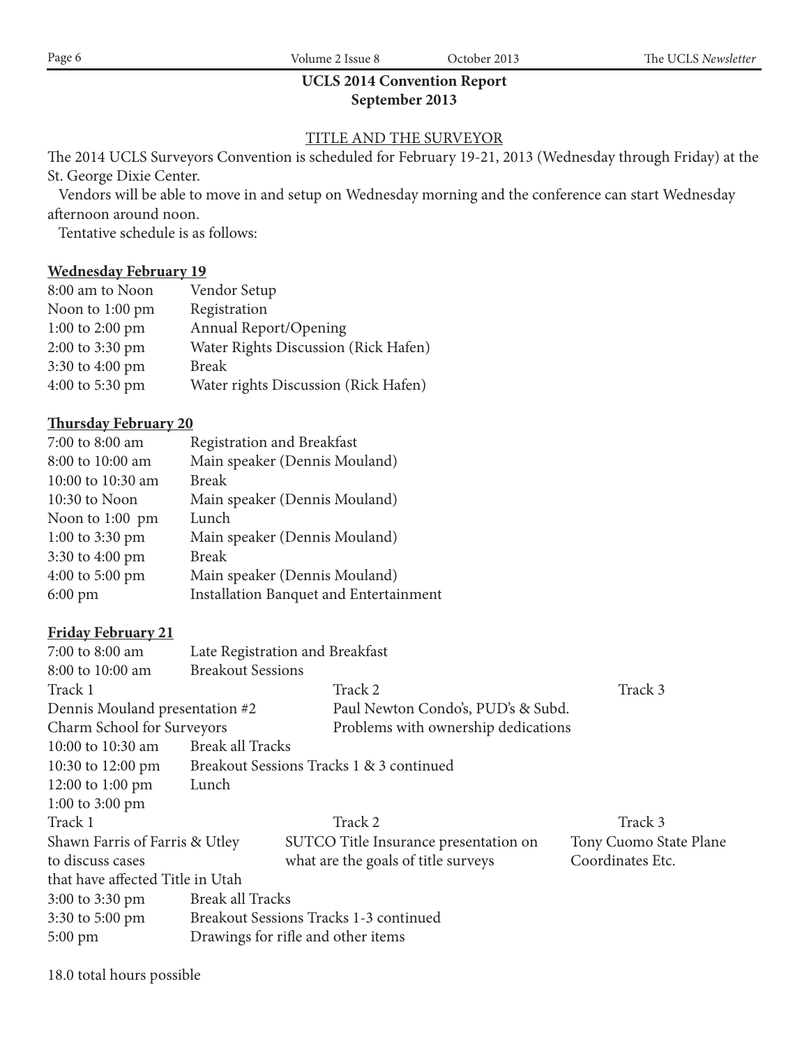## UCLS 2014 Convention Report
## September 2013

TITLE AND THE SURVEYOR

The 2014 UCLS Surveyors Convention is scheduled for February 19-21, 2013 (Wednesday through Friday) at the St. George Dixie Center.

Vendors will be able to move in and setup on Wednesday morning and the conference can start Wednesday afternoon around noon.

Tentative schedule is as follows:

**Wednesday February 19**

| | |
|---|---|
| 8:00 am to Noon | Vendor Setup |
| Noon to 1:00 pm | Registration |
| 1:00 to 2:00 pm | Annual Report/Opening |
| 2:00 to 3:30 pm | Water Rights Discussion (Rick Hafen) |
| 3:30 to 4:00 pm | Break |
| 4:00 to 5:30 pm | Water rights Discussion (Rick Hafen) |

**Thursday February 20**

| | |
|---|---|
| 7:00 to 8:00 am | Registration and Breakfast |
| 8:00 to 10:00 am | Main speaker (Dennis Mouland) |
| 10:00 to 10:30 am | Break |
| 10:30 to Noon | Main speaker (Dennis Mouland) |
| Noon to 1:00 pm | Lunch |
| 1:00 to 3:30 pm | Main speaker (Dennis Mouland) |
| 3:30 to 4:00 pm | Break |
| 4:00 to 5:00 pm | Main speaker (Dennis Mouland) |
| 6:00 pm | Installation Banquet and Entertainment |

**Friday February 21**

| | |
|---|---|
| 7:00 to 8:00 am | Late Registration and Breakfast |
| 8:00 to 10:00 am | Breakout Sessions |

| Track 1 | Track 2 | Track 3 |
|---|---|---|
| Dennis Mouland presentation #2 | Paul Newton Condo's, PUD's & Subd. | |
| Charm School for Surveyors | Problems with ownership dedications | |

| | |
|---|---|
| 10:00 to 10:30 am | Break all Tracks |
| 10:30 to 12:00 pm | Breakout Sessions Tracks 1 & 3 continued |
| 12:00 to 1:00 pm | Lunch |
| 1:00 to 3:00 pm | |

| Track 1 | Track 2 | Track 3 |
|---|---|---|
| Shawn Farris of Farris & Utley to discuss cases that have affected Title in Utah | SUTCO Title Insurance presentation on what are the goals of title surveys | Tony Cuomo State Plane Coordinates Etc. |

| | |
|---|---|
| 3:00 to 3:30 pm | Break all Tracks |
| 3:30 to 5:00 pm | Breakout Sessions Tracks 1-3 continued |
| 5:00 pm | Drawings for rifle and other items |

18.0 total hours possible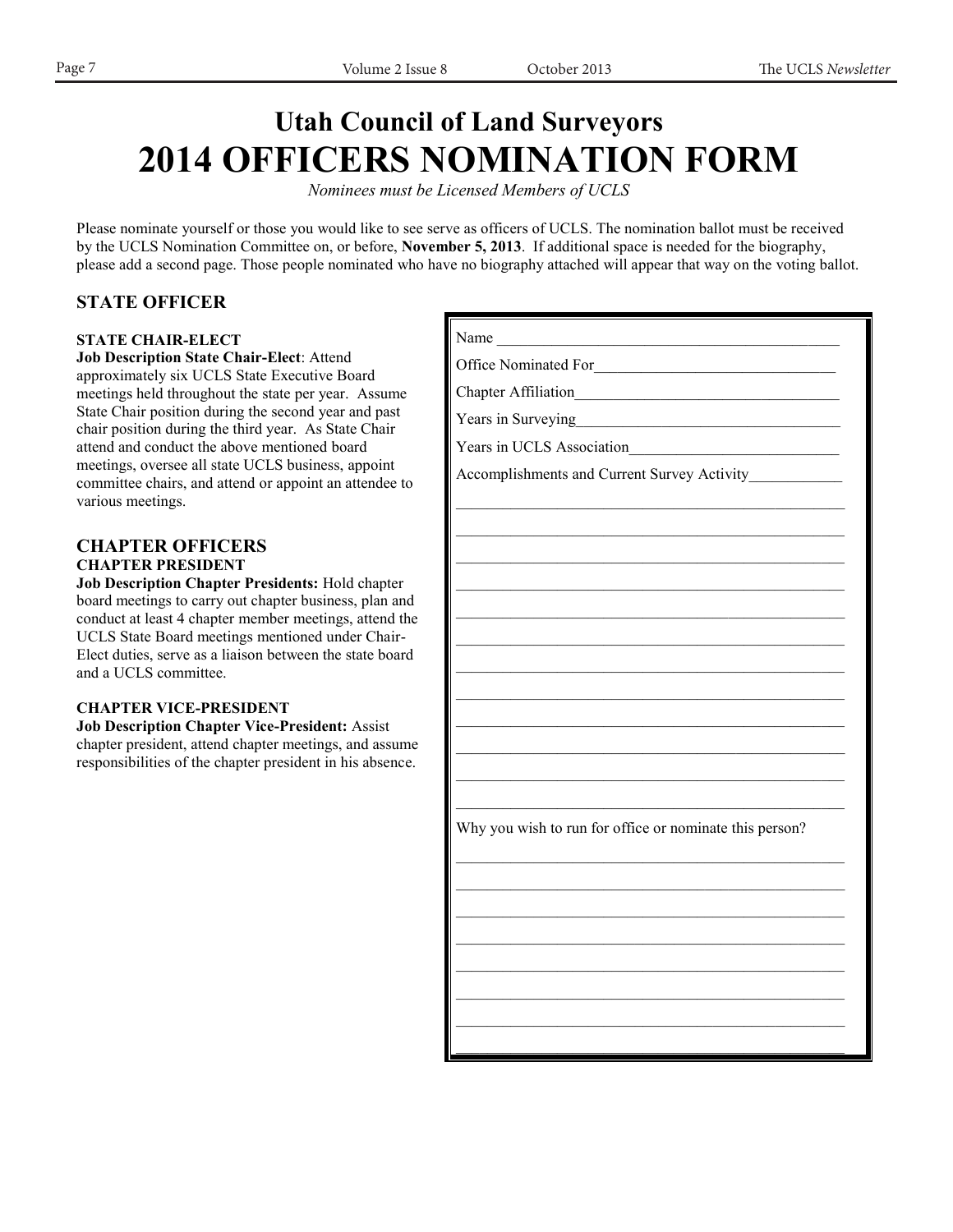# Utah Council of Land Surveyors
# 2014 OFFICERS NOMINATION FORM

*Nominees must be Licensed Members of UCLS*

Please nominate yourself or those you would like to see serve as officers of UCLS. The nomination ballot must be received by the UCLS Nomination Committee on, or before, **November 5, 2013**. If additional space is needed for the biography, please add a second page. Those people nominated who have no biography attached will appear that way on the voting ballot.

## STATE OFFICER

### STATE CHAIR-ELECT

**Job Description State Chair-Elect**: Attend approximately six UCLS State Executive Board meetings held throughout the state per year. Assume State Chair position during the second year and past chair position during the third year. As State Chair attend and conduct the above mentioned board meetings, oversee all state UCLS business, appoint committee chairs, and attend or appoint an attendee to various meetings.

## CHAPTER OFFICERS

### CHAPTER PRESIDENT

**Job Description Chapter Presidents:** Hold chapter board meetings to carry out chapter business, plan and conduct at least 4 chapter member meetings, attend the UCLS State Board meetings mentioned under Chair-Elect duties, serve as a liaison between the state board and a UCLS committee.

### CHAPTER VICE-PRESIDENT

**Job Description Chapter Vice-President:** Assist chapter president, attend chapter meetings, and assume responsibilities of the chapter president in his absence.

---

Name ______________________________________________

Office Nominated For_______________________________

Chapter Affiliation__________________________________

Years in Surveying__________________________________

Years in UCLS Association__________________________

Accomplishments and Current Survey Activity____________

____________________________________________________

____________________________________________________

____________________________________________________

____________________________________________________

____________________________________________________

____________________________________________________

____________________________________________________

____________________________________________________

____________________________________________________

____________________________________________________

____________________________________________________

____________________________________________________

Why you wish to run for office or nominate this person?

____________________________________________________

____________________________________________________

____________________________________________________

____________________________________________________

____________________________________________________

____________________________________________________

____________________________________________________

____________________________________________________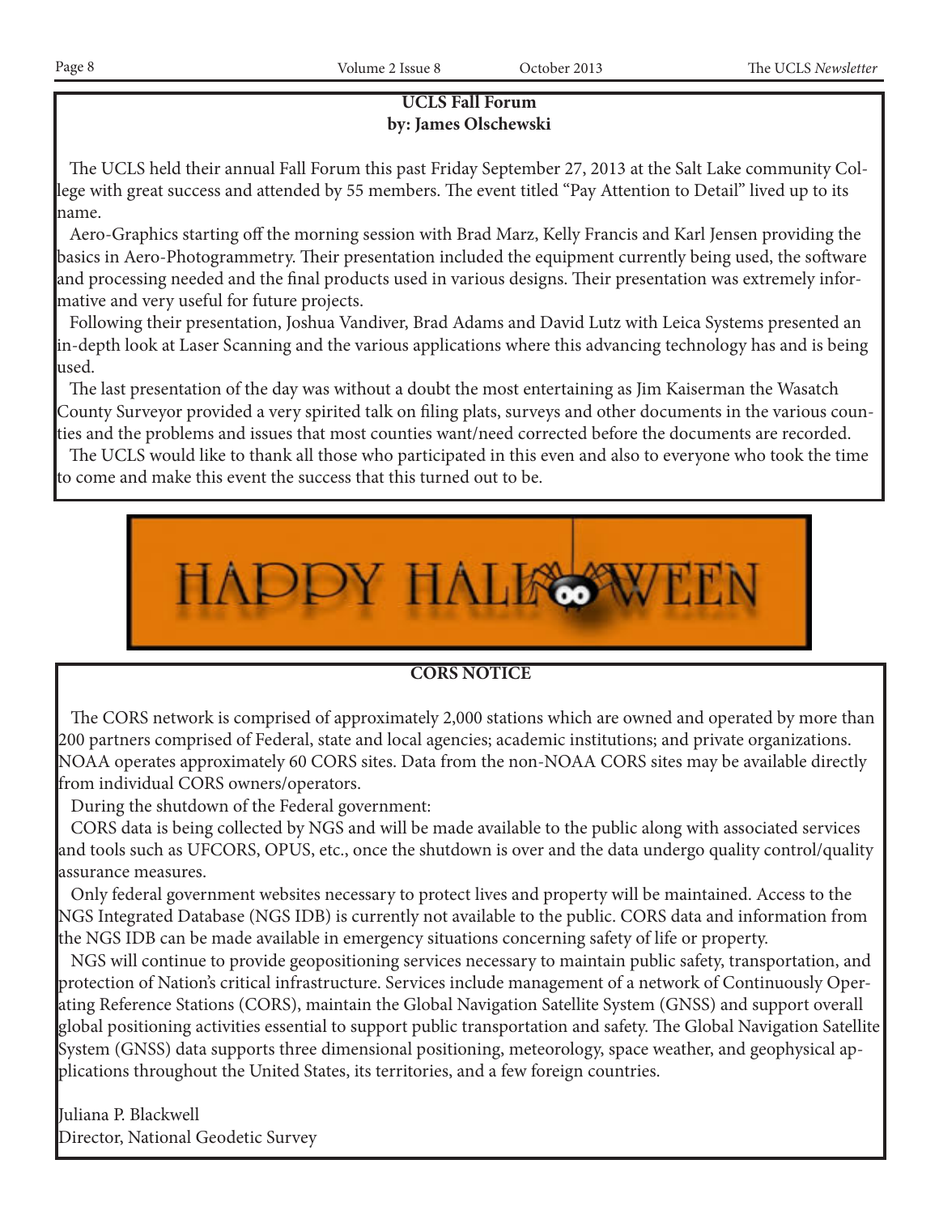## UCLS Fall Forum

**by: James Olschewski**

The UCLS held their annual Fall Forum this past Friday September 27, 2013 at the Salt Lake community College with great success and attended by 55 members. The event titled "Pay Attention to Detail" lived up to its name.

Aero-Graphics starting off the morning session with Brad Marz, Kelly Francis and Karl Jensen providing the basics in Aero-Photogrammetry. Their presentation included the equipment currently being used, the software and processing needed and the final products used in various designs. Their presentation was extremely informative and very useful for future projects.

Following their presentation, Joshua Vandiver, Brad Adams and David Lutz with Leica Systems presented an in-depth look at Laser Scanning and the various applications where this advancing technology has and is being used.

The last presentation of the day was without a doubt the most entertaining as Jim Kaiserman the Wasatch County Surveyor provided a very spirited talk on filing plats, surveys and other documents in the various counties and the problems and issues that most counties want/need corrected before the documents are recorded.

The UCLS would like to thank all those who participated in this even and also to everyone who took the time to come and make this event the success that this turned out to be.

HAPPY HALLOWEEN

## CORS NOTICE

The CORS network is comprised of approximately 2,000 stations which are owned and operated by more than 200 partners comprised of Federal, state and local agencies; academic institutions; and private organizations. NOAA operates approximately 60 CORS sites. Data from the non-NOAA CORS sites may be available directly from individual CORS owners/operators.

During the shutdown of the Federal government:

CORS data is being collected by NGS and will be made available to the public along with associated services and tools such as UFCORS, OPUS, etc., once the shutdown is over and the data undergo quality control/quality assurance measures.

Only federal government websites necessary to protect lives and property will be maintained. Access to the NGS Integrated Database (NGS IDB) is currently not available to the public. CORS data and information from the NGS IDB can be made available in emergency situations concerning safety of life or property.

NGS will continue to provide geopositioning services necessary to maintain public safety, transportation, and protection of Nation's critical infrastructure. Services include management of a network of Continuously Operating Reference Stations (CORS), maintain the Global Navigation Satellite System (GNSS) and support overall global positioning activities essential to support public transportation and safety. The Global Navigation Satellite System (GNSS) data supports three dimensional positioning, meteorology, space weather, and geophysical applications throughout the United States, its territories, and a few foreign countries.

Juliana P. Blackwell
Director, National Geodetic Survey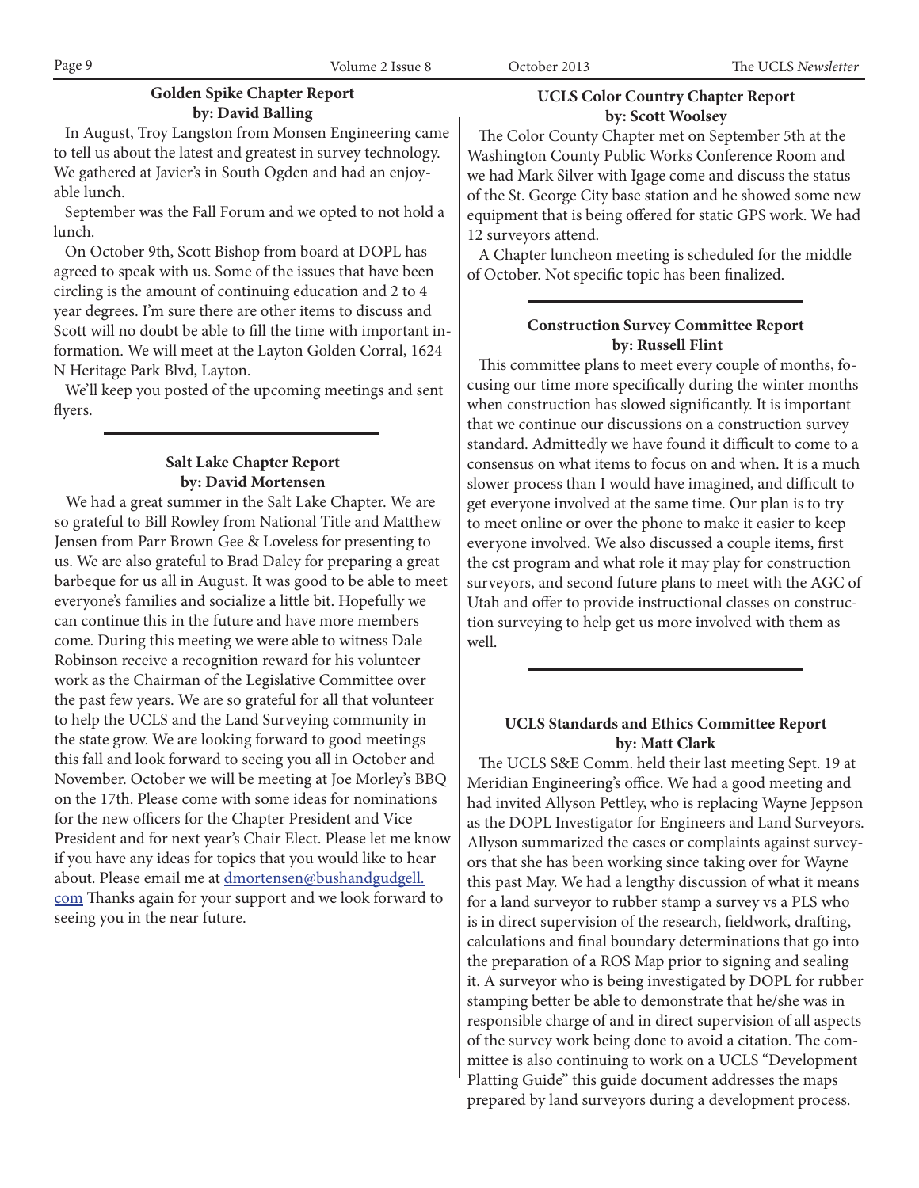## Golden Spike Chapter Report
**by: David Balling**

In August, Troy Langston from Monsen Engineering came to tell us about the latest and greatest in survey technology. We gathered at Javier's in South Ogden and had an enjoyable lunch.

September was the Fall Forum and we opted to not hold a lunch.

On October 9th, Scott Bishop from board at DOPL has agreed to speak with us. Some of the issues that have been circling is the amount of continuing education and 2 to 4 year degrees. I'm sure there are other items to discuss and Scott will no doubt be able to fill the time with important information. We will meet at the Layton Golden Corral, 1624 N Heritage Park Blvd, Layton.

We'll keep you posted of the upcoming meetings and sent flyers.

---

## Salt Lake Chapter Report
**by: David Mortensen**

We had a great summer in the Salt Lake Chapter. We are so grateful to Bill Rowley from National Title and Matthew Jensen from Parr Brown Gee & Loveless for presenting to us. We are also grateful to Brad Daley for preparing a great barbeque for us all in August. It was good to be able to meet everyone's families and socialize a little bit. Hopefully we can continue this in the future and have more members come. During this meeting we were able to witness Dale Robinson receive a recognition reward for his volunteer work as the Chairman of the Legislative Committee over the past few years. We are so grateful for all that volunteer to help the UCLS and the Land Surveying community in the state grow. We are looking forward to good meetings this fall and look forward to seeing you all in October and November. October we will be meeting at Joe Morley's BBQ on the 17th. Please come with some ideas for nominations for the new officers for the Chapter President and Vice President and for next year's Chair Elect. Please let me know if you have any ideas for topics that you would like to hear about. Please email me at dmortensen@bushandgudgell.com Thanks again for your support and we look forward to seeing you in the near future.

## UCLS Color Country Chapter Report
**by: Scott Woolsey**

The Color County Chapter met on September 5th at the Washington County Public Works Conference Room and we had Mark Silver with Igage come and discuss the status of the St. George City base station and he showed some new equipment that is being offered for static GPS work. We had 12 surveyors attend.

A Chapter luncheon meeting is scheduled for the middle of October. Not specific topic has been finalized.

---

## Construction Survey Committee Report
**by: Russell Flint**

This committee plans to meet every couple of months, focusing our time more specifically during the winter months when construction has slowed significantly. It is important that we continue our discussions on a construction survey standard. Admittedly we have found it difficult to come to a consensus on what items to focus on and when. It is a much slower process than I would have imagined, and difficult to get everyone involved at the same time. Our plan is to try to meet online or over the phone to make it easier to keep everyone involved. We also discussed a couple items, first the cst program and what role it may play for construction surveyors, and second future plans to meet with the AGC of Utah and offer to provide instructional classes on construction surveying to help get us more involved with them as well.

---

## UCLS Standards and Ethics Committee Report
**by: Matt Clark**

The UCLS S&E Comm. held their last meeting Sept. 19 at Meridian Engineering's office. We had a good meeting and had invited Allyson Pettley, who is replacing Wayne Jeppson as the DOPL Investigator for Engineers and Land Surveyors. Allyson summarized the cases or complaints against surveyors that she has been working since taking over for Wayne this past May. We had a lengthy discussion of what it means for a land surveyor to rubber stamp a survey vs a PLS who is in direct supervision of the research, fieldwork, drafting, calculations and final boundary determinations that go into the preparation of a ROS Map prior to signing and sealing it. A surveyor who is being investigated by DOPL for rubber stamping better be able to demonstrate that he/she was in responsible charge of and in direct supervision of all aspects of the survey work being done to avoid a citation. The committee is also continuing to work on a UCLS "Development Platting Guide" this guide document addresses the maps prepared by land surveyors during a development process.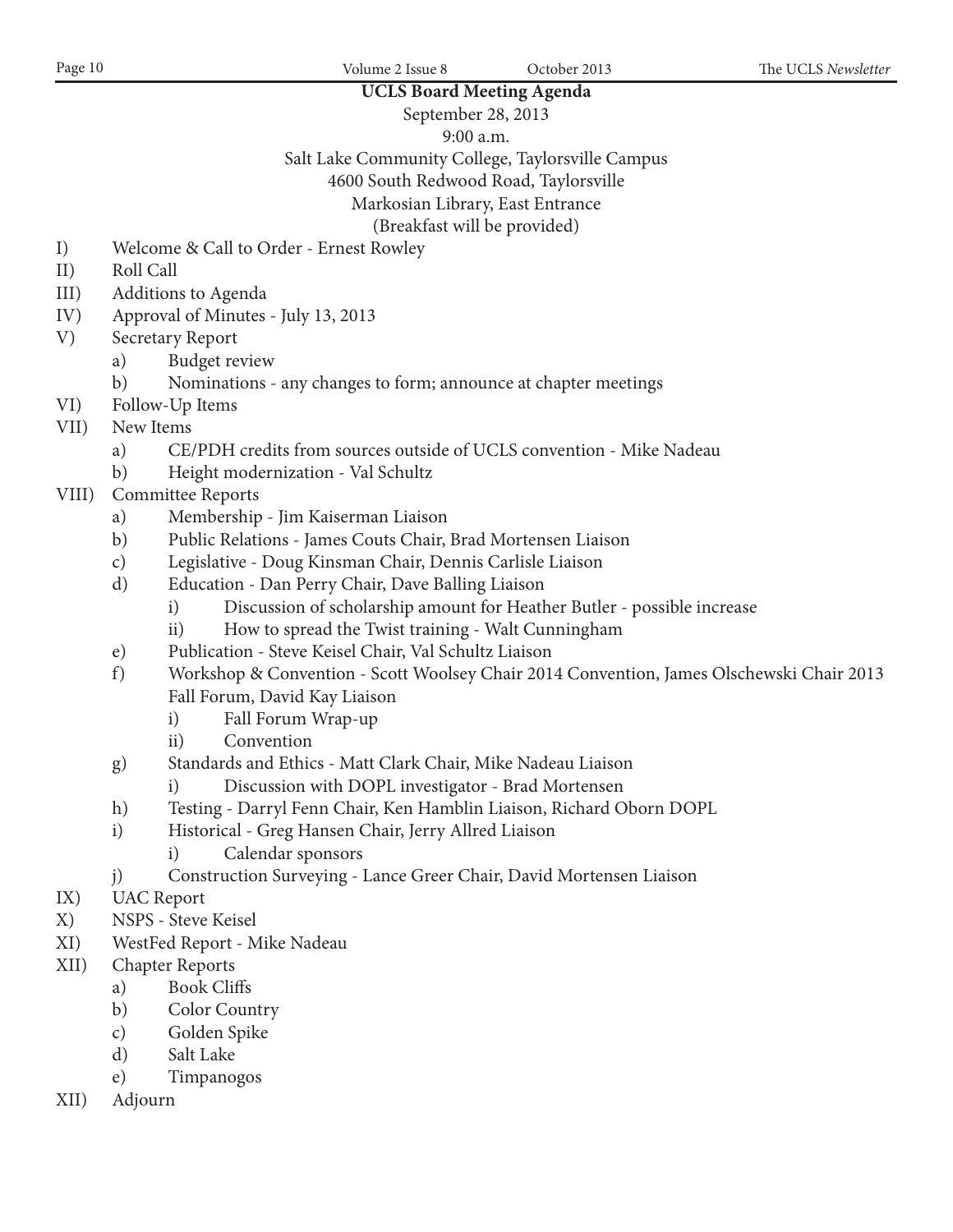## UCLS Board Meeting Agenda

September 28, 2013
9:00 a.m.
Salt Lake Community College, Taylorsville Campus
4600 South Redwood Road, Taylorsville
Markosian Library, East Entrance
(Breakfast will be provided)

- I) Welcome & Call to Order - Ernest Rowley
- II) Roll Call
- III) Additions to Agenda
- IV) Approval of Minutes - July 13, 2013
- V) Secretary Report
  - a) Budget review
  - b) Nominations - any changes to form; announce at chapter meetings
- VI) Follow-Up Items
- VII) New Items
  - a) CE/PDH credits from sources outside of UCLS convention - Mike Nadeau
  - b) Height modernization - Val Schultz
- VIII) Committee Reports
  - a) Membership - Jim Kaiserman Liaison
  - b) Public Relations - James Couts Chair, Brad Mortensen Liaison
  - c) Legislative - Doug Kinsman Chair, Dennis Carlisle Liaison
  - d) Education - Dan Perry Chair, Dave Balling Liaison
    - i) Discussion of scholarship amount for Heather Butler - possible increase
    - ii) How to spread the Twist training - Walt Cunningham
  - e) Publication - Steve Keisel Chair, Val Schultz Liaison
  - f) Workshop & Convention - Scott Woolsey Chair 2014 Convention, James Olschewski Chair 2013 Fall Forum, David Kay Liaison
    - i) Fall Forum Wrap-up
    - ii) Convention
  - g) Standards and Ethics - Matt Clark Chair, Mike Nadeau Liaison
    - i) Discussion with DOPL investigator - Brad Mortensen
  - h) Testing - Darryl Fenn Chair, Ken Hamblin Liaison, Richard Oborn DOPL
  - i) Historical - Greg Hansen Chair, Jerry Allred Liaison
    - i) Calendar sponsors
  - j) Construction Surveying - Lance Greer Chair, David Mortensen Liaison
- IX) UAC Report
- X) NSPS - Steve Keisel
- XI) WestFed Report - Mike Nadeau
- XII) Chapter Reports
  - a) Book Cliffs
  - b) Color Country
  - c) Golden Spike
  - d) Salt Lake
  - e) Timpanogos
- XII) Adjourn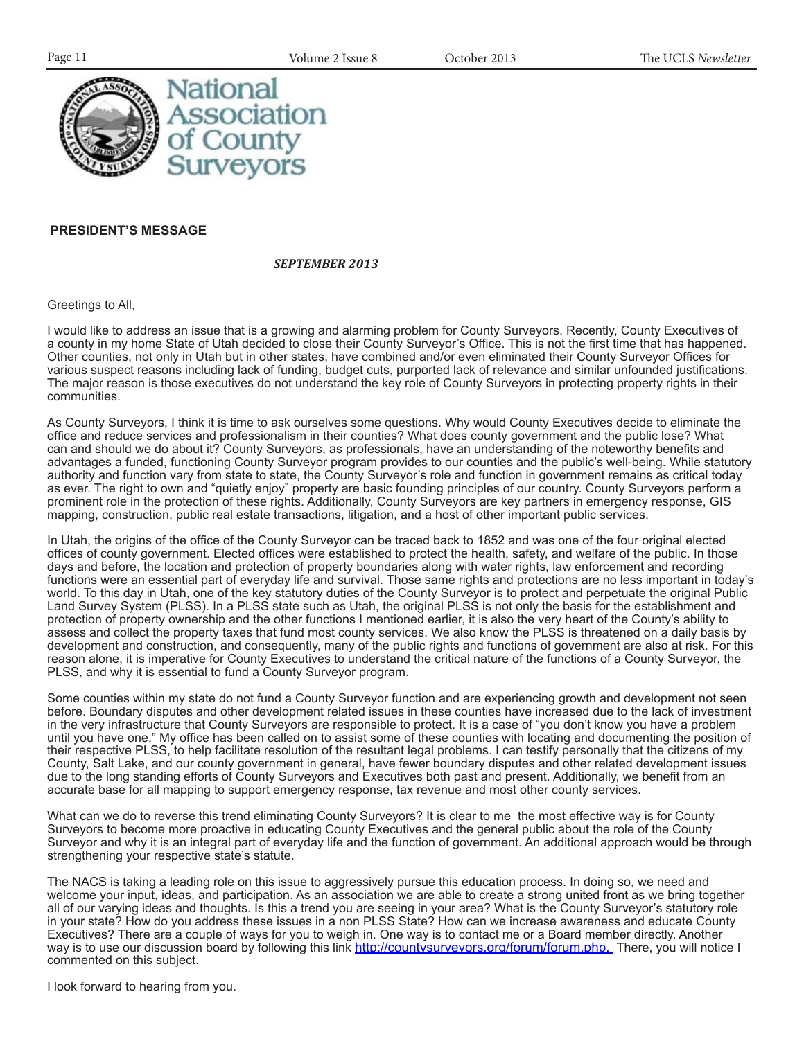# National Association of County Surveyors

## PRESIDENT'S MESSAGE

***SEPTEMBER 2013***

Greetings to All,

I would like to address an issue that is a growing and alarming problem for County Surveyors. Recently, County Executives of a county in my home State of Utah decided to close their County Surveyor's Office. This is not the first time that has happened. Other counties, not only in Utah but in other states, have combined and/or even eliminated their County Surveyor Offices for various suspect reasons including lack of funding, budget cuts, purported lack of relevance and similar unfounded justifications. The major reason is those executives do not understand the key role of County Surveyors in protecting property rights in their communities.

As County Surveyors, I think it is time to ask ourselves some questions. Why would County Executives decide to eliminate the office and reduce services and professionalism in their counties? What does county government and the public lose? What can and should we do about it? County Surveyors, as professionals, have an understanding of the noteworthy benefits and advantages a funded, functioning County Surveyor program provides to our counties and the public's well-being. While statutory authority and function vary from state to state, the County Surveyor's role and function in government remains as critical today as ever. The right to own and "quietly enjoy" property are basic founding principles of our country. County Surveyors perform a prominent role in the protection of these rights. Additionally, County Surveyors are key partners in emergency response, GIS mapping, construction, public real estate transactions, litigation, and a host of other important public services.

In Utah, the origins of the office of the County Surveyor can be traced back to 1852 and was one of the four original elected offices of county government. Elected offices were established to protect the health, safety, and welfare of the public. In those days and before, the location and protection of property boundaries along with water rights, law enforcement and recording functions were an essential part of everyday life and survival. Those same rights and protections are no less important in today's world. To this day in Utah, one of the key statutory duties of the County Surveyor is to protect and perpetuate the original Public Land Survey System (PLSS). In a PLSS state such as Utah, the original PLSS is not only the basis for the establishment and protection of property ownership and the other functions I mentioned earlier, it is also the very heart of the County's ability to assess and collect the property taxes that fund most county services. We also know the PLSS is threatened on a daily basis by development and construction, and consequently, many of the public rights and functions of government are also at risk. For this reason alone, it is imperative for County Executives to understand the critical nature of the functions of a County Surveyor, the PLSS, and why it is essential to fund a County Surveyor program.

Some counties within my state do not fund a County Surveyor function and are experiencing growth and development not seen before. Boundary disputes and other development related issues in these counties have increased due to the lack of investment in the very infrastructure that County Surveyors are responsible to protect. It is a case of "you don't know you have a problem until you have one." My office has been called on to assist some of these counties with locating and documenting the position of their respective PLSS, to help facilitate resolution of the resultant legal problems. I can testify personally that the citizens of my County, Salt Lake, and our county government in general, have fewer boundary disputes and other related development issues due to the long standing efforts of County Surveyors and Executives both past and present. Additionally, we benefit from an accurate base for all mapping to support emergency response, tax revenue and most other county services.

What can we do to reverse this trend eliminating County Surveyors? It is clear to me the most effective way is for County Surveyors to become more proactive in educating County Executives and the general public about the role of the County Surveyor and why it is an integral part of everyday life and the function of government. An additional approach would be through strengthening your respective state's statute.

The NACS is taking a leading role on this issue to aggressively pursue this education process. In doing so, we need and welcome your input, ideas, and participation. As an association we are able to create a strong united front as we bring together all of our varying ideas and thoughts. Is this a trend you are seeing in your area? What is the County Surveyor's statutory role in your state? How do you address these issues in a non PLSS State? How can we increase awareness and educate County Executives? There are a couple of ways for you to weigh in. One way is to contact me or a Board member directly. Another way is to use our discussion board by following this link http://countysurveyors.org/forum/forum.php. There, you will notice I commented on this subject.

I look forward to hearing from you.